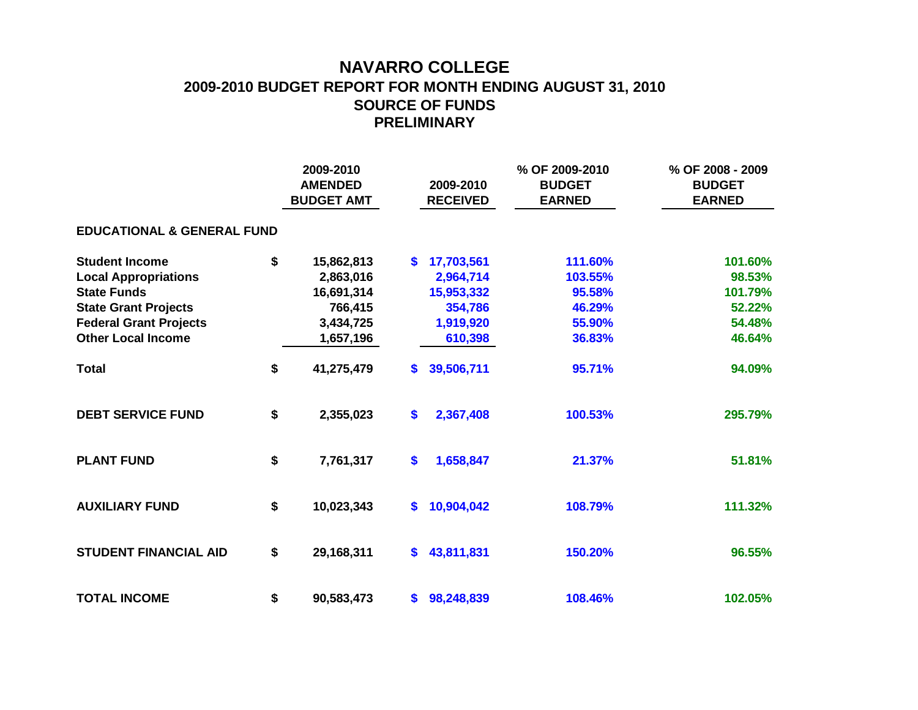# NAVARRO COLLEGE

## 2009-2010 BUDGET REPORT FOR MONTH ENDING AUGUST 31, 2010

## SOURCE OF FUNDS

## PRELIMINARY

| | 2009-2010 AMENDED BUDGET AMT | 2009-2010 RECEIVED | % OF 2009-2010 BUDGET EARNED | % OF 2008 - 2009 BUDGET EARNED |
|---|---|---|---|---|
| **EDUCATIONAL & GENERAL FUND** | | | | |
| **Student Income** | $ 15,862,813 | $ 17,703,561 | 111.60% | 101.60% |
| **Local Appropriations** | 2,863,016 | 2,964,714 | 103.55% | 98.53% |
| **State Funds** | 16,691,314 | 15,953,332 | 95.58% | 101.79% |
| **State Grant Projects** | 766,415 | 354,786 | 46.29% | 52.22% |
| **Federal Grant Projects** | 3,434,725 | 1,919,920 | 55.90% | 54.48% |
| **Other Local Income** | 1,657,196 | 610,398 | 36.83% | 46.64% |
| **Total** | $ 41,275,479 | $ 39,506,711 | 95.71% | 94.09% |
| **DEBT SERVICE FUND** | $ 2,355,023 | $ 2,367,408 | 100.53% | 295.79% |
| **PLANT FUND** | $ 7,761,317 | $ 1,658,847 | 21.37% | 51.81% |
| **AUXILIARY FUND** | $ 10,023,343 | $ 10,904,042 | 108.79% | 111.32% |
| **STUDENT FINANCIAL AID** | $ 29,168,311 | $ 43,811,831 | 150.20% | 96.55% |
| **TOTAL INCOME** | $ 90,583,473 | $ 98,248,839 | 108.46% | 102.05% |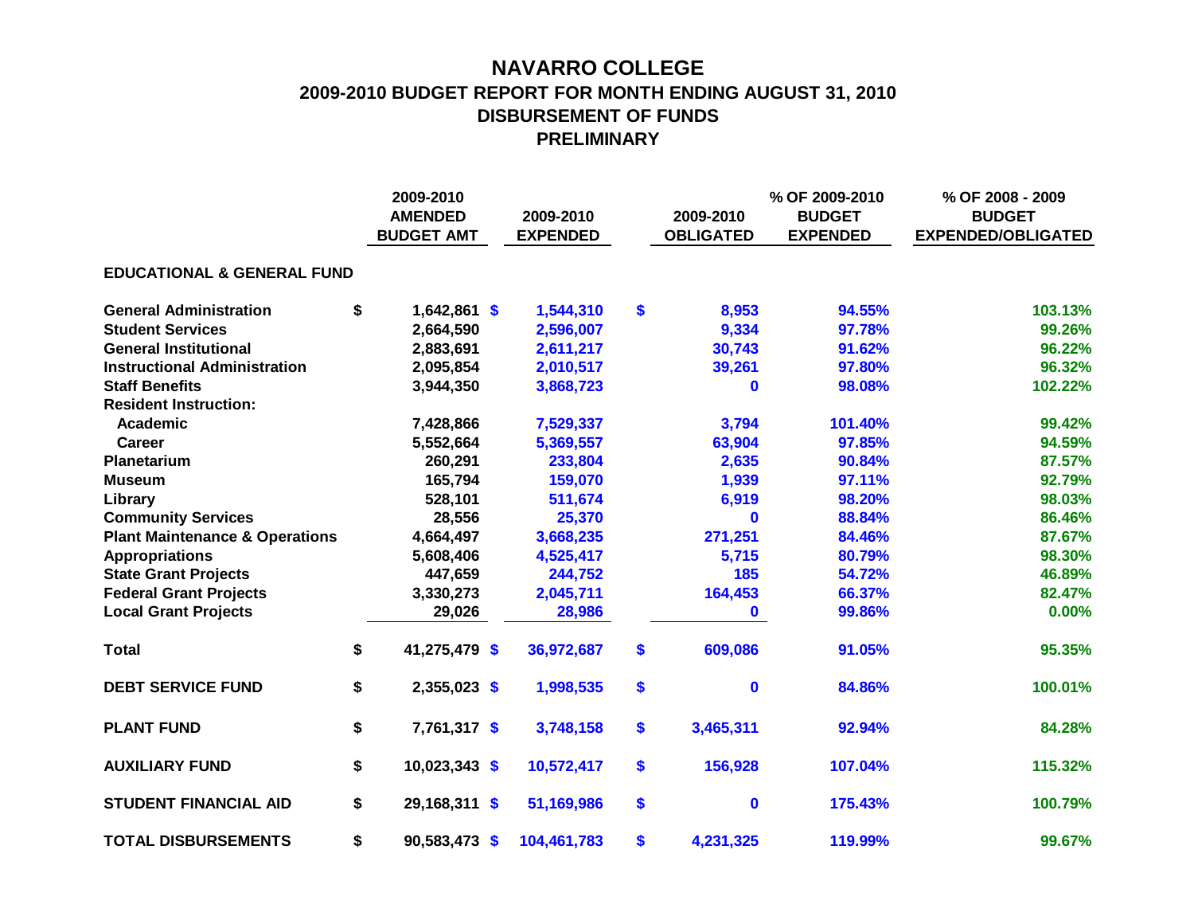# NAVARRO COLLEGE
## 2009-2010 BUDGET REPORT FOR MONTH ENDING AUGUST 31, 2010
## DISBURSEMENT OF FUNDS
## PRELIMINARY

| | 2009-2010 AMENDED BUDGET AMT | 2009-2010 EXPENDED | 2009-2010 OBLIGATED | % OF 2009-2010 BUDGET EXPENDED | % OF 2008 - 2009 BUDGET EXPENDED/OBLIGATED |
|---|---|---|---|---|---|
| **EDUCATIONAL & GENERAL FUND** | | | | | |
| **General Administration** | $ 1,642,861 | $ 1,544,310 | $ 8,953 | 94.55% | 103.13% |
| **Student Services** | 2,664,590 | 2,596,007 | 9,334 | 97.78% | 99.26% |
| **General Institutional** | 2,883,691 | 2,611,217 | 30,743 | 91.62% | 96.22% |
| **Instructional Administration** | 2,095,854 | 2,010,517 | 39,261 | 97.80% | 96.32% |
| **Staff Benefits** | 3,944,350 | 3,868,723 | 0 | 98.08% | 102.22% |
| **Resident Instruction:** | | | | | |
| **Academic** | 7,428,866 | 7,529,337 | 3,794 | 101.40% | 99.42% |
| **Career** | 5,552,664 | 5,369,557 | 63,904 | 97.85% | 94.59% |
| **Planetarium** | 260,291 | 233,804 | 2,635 | 90.84% | 87.57% |
| **Museum** | 165,794 | 159,070 | 1,939 | 97.11% | 92.79% |
| **Library** | 528,101 | 511,674 | 6,919 | 98.20% | 98.03% |
| **Community Services** | 28,556 | 25,370 | 0 | 88.84% | 86.46% |
| **Plant Maintenance & Operations** | 4,664,497 | 3,668,235 | 271,251 | 84.46% | 87.67% |
| **Appropriations** | 5,608,406 | 4,525,417 | 5,715 | 80.79% | 98.30% |
| **State Grant Projects** | 447,659 | 244,752 | 185 | 54.72% | 46.89% |
| **Federal Grant Projects** | 3,330,273 | 2,045,711 | 164,453 | 66.37% | 82.47% |
| **Local Grant Projects** | 29,026 | 28,986 | 0 | 99.86% | 0.00% |
| **Total** | $ 41,275,479 | $ 36,972,687 | $ 609,086 | 91.05% | 95.35% |
| **DEBT SERVICE FUND** | $ 2,355,023 | $ 1,998,535 | $ 0 | 84.86% | 100.01% |
| **PLANT FUND** | $ 7,761,317 | $ 3,748,158 | $ 3,465,311 | 92.94% | 84.28% |
| **AUXILIARY FUND** | $ 10,023,343 | $ 10,572,417 | $ 156,928 | 107.04% | 115.32% |
| **STUDENT FINANCIAL AID** | $ 29,168,311 | $ 51,169,986 | $ 0 | 175.43% | 100.79% |
| **TOTAL DISBURSEMENTS** | $ 90,583,473 | $ 104,461,783 | $ 4,231,325 | 119.99% | 99.67% |